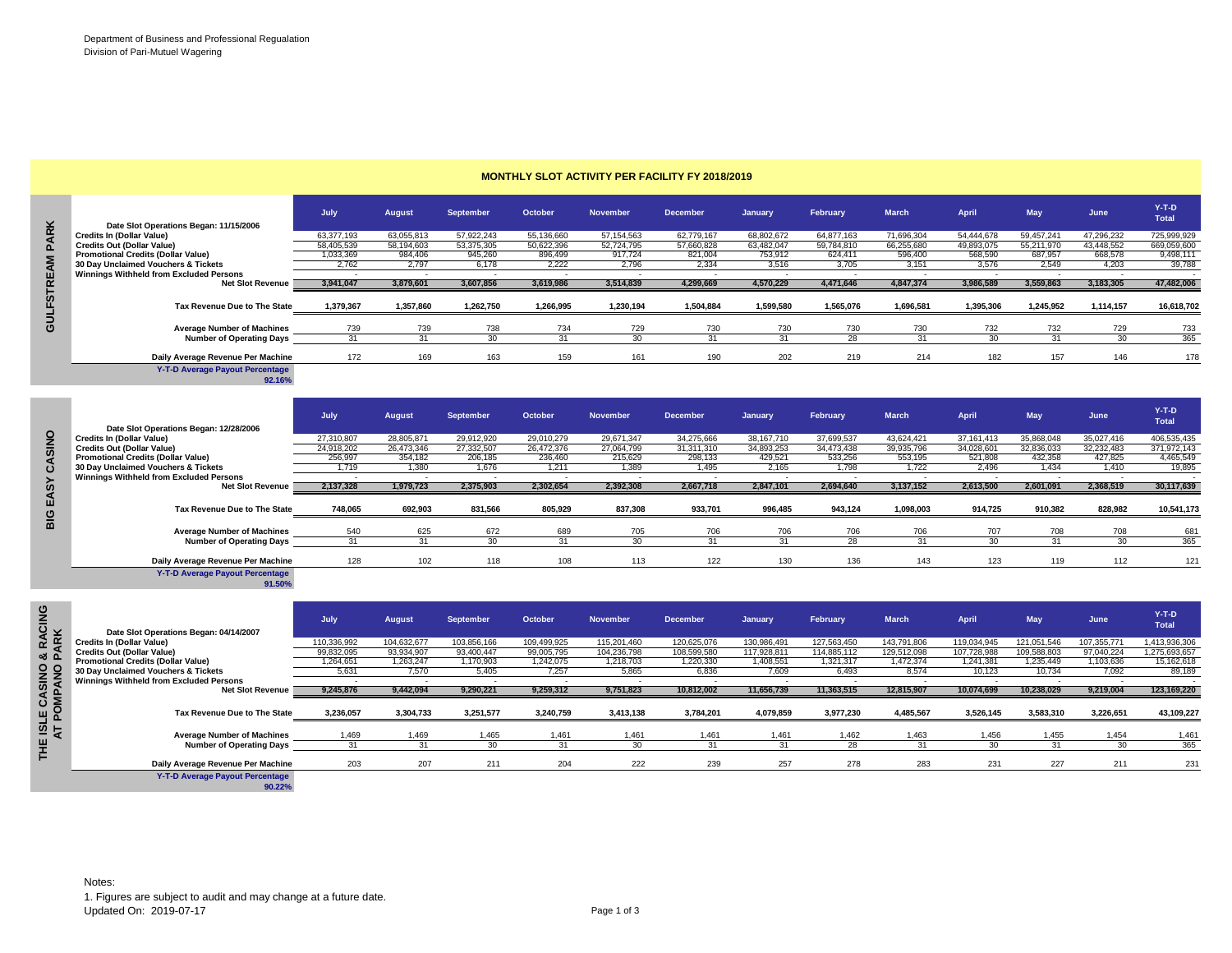Department of Business and Professional Regualation
Division of Pari-Mutuel Wagering

## MONTHLY SLOT ACTIVITY PER FACILITY FY 2018/2019

### GULFSTREAM PARK

Date Slot Operations Began: 11/15/2006

| | July | August | September | October | November | December | January | February | March | April | May | June | Y-T-D Total |
|---|---|---|---|---|---|---|---|---|---|---|---|---|---|
| Credits In (Dollar Value) | 63,377,193 | 63,055,813 | 57,922,243 | 55,136,660 | 57,154,563 | 62,779,167 | 68,802,672 | 64,877,163 | 71,696,304 | 54,444,678 | 59,457,241 | 47,296,232 | 725,999,929 |
| Credits Out (Dollar Value) | 58,405,539 | 58,194,603 | 53,375,305 | 50,622,396 | 52,724,795 | 57,660,828 | 63,482,047 | 59,784,810 | 66,255,680 | 49,893,075 | 55,211,970 | 43,448,552 | 669,059,600 |
| Promotional Credits (Dollar Value) | 1,033,369 | 984,406 | 945,260 | 896,499 | 917,724 | 821,004 | 753,912 | 624,411 | 596,400 | 568,590 | 687,957 | 668,578 | 9,498,111 |
| 30 Day Unclaimed Vouchers & Tickets | 2,762 | 2,797 | 6,178 | 2,222 | 2,796 | 2,334 | 3,516 | 3,705 | 3,151 | 3,576 | 2,549 | 4,203 | 39,788 |
| Winnings Withheld from Excluded Persons | - | - | - | - | - | - | - | - | - | - | - | - | - |
| **Net Slot Revenue** | **3,941,047** | **3,879,601** | **3,607,856** | **3,619,986** | **3,514,839** | **4,299,669** | **4,570,229** | **4,471,646** | **4,847,374** | **3,986,589** | **3,559,863** | **3,183,305** | **47,482,006** |
| **Tax Revenue Due to The State** | **1,379,367** | **1,357,860** | **1,262,750** | **1,266,995** | **1,230,194** | **1,504,884** | **1,599,580** | **1,565,076** | **1,696,581** | **1,395,306** | **1,245,952** | **1,114,157** | **16,618,702** |
| Average Number of Machines | 739 | 739 | 738 | 734 | 729 | 730 | 730 | 730 | 730 | 732 | 732 | 729 | 733 |
| Number of Operating Days | 31 | 31 | 30 | 31 | 30 | 31 | 31 | 28 | 31 | 30 | 31 | 30 | 365 |
| Daily Average Revenue Per Machine | 172 | 169 | 163 | 159 | 161 | 190 | 202 | 219 | 214 | 182 | 157 | 146 | 178 |

Y-T-D Average Payout Percentage: 92.16%

### BIG EASY CASINO

Date Slot Operations Began: 12/28/2006

| | July | August | September | October | November | December | January | February | March | April | May | June | Y-T-D Total |
|---|---|---|---|---|---|---|---|---|---|---|---|---|---|
| Credits In (Dollar Value) | 27,310,807 | 28,805,871 | 29,912,920 | 29,010,279 | 29,671,347 | 34,275,666 | 38,167,710 | 37,699,537 | 43,624,421 | 37,161,413 | 35,868,048 | 35,027,416 | 406,535,435 |
| Credits Out (Dollar Value) | 24,918,202 | 26,473,346 | 27,332,507 | 26,472,376 | 27,064,799 | 31,311,310 | 34,893,253 | 34,473,438 | 39,935,796 | 34,028,601 | 32,836,033 | 32,232,483 | 371,972,143 |
| Promotional Credits (Dollar Value) | 256,997 | 354,182 | 206,185 | 236,460 | 215,629 | 298,133 | 429,521 | 533,256 | 553,195 | 521,808 | 432,358 | 427,825 | 4,465,549 |
| 30 Day Unclaimed Vouchers & Tickets | 1,719 | 1,380 | 1,676 | 1,211 | 1,389 | 1,495 | 2,165 | 1,798 | 1,722 | 2,496 | 1,434 | 1,410 | 19,895 |
| Winnings Withheld from Excluded Persons | - | - | - | - | - | - | - | - | - | - | - | - | - |
| **Net Slot Revenue** | **2,137,328** | **1,979,723** | **2,375,903** | **2,302,654** | **2,392,308** | **2,667,718** | **2,847,101** | **2,694,640** | **3,137,152** | **2,613,500** | **2,601,091** | **2,368,519** | **30,117,639** |
| **Tax Revenue Due to The State** | **748,065** | **692,903** | **831,566** | **805,929** | **837,308** | **933,701** | **996,485** | **943,124** | **1,098,003** | **914,725** | **910,382** | **828,982** | **10,541,173** |
| Average Number of Machines | 540 | 625 | 672 | 689 | 705 | 706 | 706 | 706 | 706 | 707 | 708 | 708 | 681 |
| Number of Operating Days | 31 | 31 | 30 | 31 | 30 | 31 | 31 | 28 | 31 | 30 | 31 | 30 | 365 |
| Daily Average Revenue Per Machine | 128 | 102 | 118 | 108 | 113 | 122 | 130 | 136 | 143 | 123 | 119 | 112 | 121 |

Y-T-D Average Payout Percentage: 91.50%

### THE ISLE CASINO & RACING AT POMPANO PARK

Date Slot Operations Began: 04/14/2007

| | July | August | September | October | November | December | January | February | March | April | May | June | Y-T-D Total |
|---|---|---|---|---|---|---|---|---|---|---|---|---|---|
| Credits In (Dollar Value) | 110,336,992 | 104,632,677 | 103,856,166 | 109,499,925 | 115,201,460 | 120,625,076 | 130,986,491 | 127,563,450 | 143,791,806 | 119,034,945 | 121,051,546 | 107,355,771 | 1,413,936,306 |
| Credits Out (Dollar Value) | 99,832,095 | 93,934,907 | 93,400,447 | 99,005,795 | 104,236,798 | 108,599,580 | 117,928,811 | 114,885,112 | 129,512,098 | 107,728,988 | 109,588,803 | 97,040,224 | 1,275,693,657 |
| Promotional Credits (Dollar Value) | 1,264,651 | 1,263,247 | 1,170,903 | 1,242,075 | 1,218,703 | 1,220,330 | 1,408,551 | 1,321,317 | 1,472,374 | 1,241,381 | 1,235,449 | 1,103,636 | 15,162,618 |
| 30 Day Unclaimed Vouchers & Tickets | 5,631 | 7,570 | 5,405 | 7,257 | 5,865 | 6,836 | 7,609 | 6,493 | 8,574 | 10,123 | 10,734 | 7,092 | 89,189 |
| Winnings Withheld from Excluded Persons | - | - | - | - | - | - | - | - | - | - | - | - | - |
| **Net Slot Revenue** | **9,245,876** | **9,442,094** | **9,290,221** | **9,259,312** | **9,751,823** | **10,812,002** | **11,656,739** | **11,363,515** | **12,815,907** | **10,074,699** | **10,238,029** | **9,219,004** | **123,169,220** |
| **Tax Revenue Due to The State** | **3,236,057** | **3,304,733** | **3,251,577** | **3,240,759** | **3,413,138** | **3,784,201** | **4,079,859** | **3,977,230** | **4,485,567** | **3,526,145** | **3,583,310** | **3,226,651** | **43,109,227** |
| Average Number of Machines | 1,469 | 1,469 | 1,465 | 1,461 | 1,461 | 1,461 | 1,461 | 1,462 | 1,463 | 1,456 | 1,455 | 1,454 | 1,461 |
| Number of Operating Days | 31 | 31 | 30 | 31 | 30 | 31 | 31 | 28 | 31 | 30 | 31 | 30 | 365 |
| Daily Average Revenue Per Machine | 203 | 207 | 211 | 204 | 222 | 239 | 257 | 278 | 283 | 231 | 227 | 211 | 231 |

Y-T-D Average Payout Percentage: 90.22%

Notes:
1. Figures are subject to audit and may change at a future date.
Updated On: 2019-07-17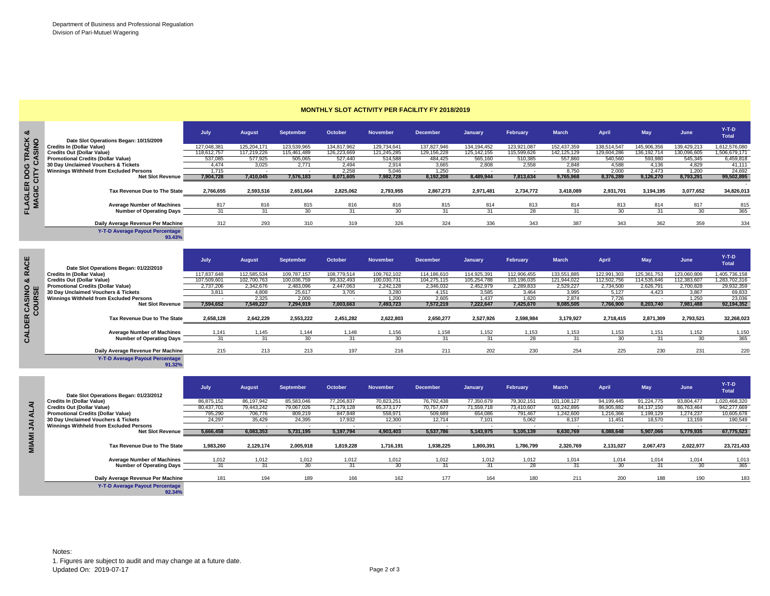Department of Business and Professional Regualation
Division of Pari-Mutuel Wagering

## MONTHLY SLOT ACTIVITY PER FACILITY FY 2018/2019

### FLAGLER DOG TRACK & MAGIC CITY CASINO

| Date Slot Operations Began: 10/15/2009 | July | August | September | October | November | December | January | February | March | April | May | June | Y-T-D Total |
|---|---|---|---|---|---|---|---|---|---|---|---|---|---|
| Credits In (Dollar Value) | 127,048,381 | 125,204,171 | 123,539,965 | 134,817,962 | 129,734,641 | 137,827,946 | 134,194,452 | 123,921,087 | 152,437,359 | 138,514,547 | 145,906,356 | 139,429,213 | 1,612,576,080 |
| Credits Out (Dollar Value) | 118,612,757 | 117,219,226 | 115,461,489 | 126,223,669 | 121,245,285 | 129,156,228 | 125,142,155 | 115,599,626 | 142,125,129 | 129,604,286 | 136,192,714 | 130,096,605 | 1,506,679,171 |
| Promotional Credits (Dollar Value) | 537,085 | 577,925 | 505,065 | 527,440 | 514,588 | 484,425 | 565,160 | 510,385 | 557,860 | 540,560 | 593,980 | 545,345 | 6,459,818 |
| 30 Day Unclaimed Vouchers & Tickets | 4,474 | 3,025 | 2,771 | 2,494 | 2,914 | 3,665 | 2,808 | 2,558 | 2,848 | 4,588 | 4,136 | 4,829 | 41,111 |
| Winnings Withheld from Excluded Persons | 1,715 | - | - | 2,258 | 5,046 | 1,250 | - | - | 8,750 | 2,000 | 2,473 | 1,200 | 24,692 |
| **Net Slot Revenue** | **7,904,728** | **7,410,045** | **7,576,183** | **8,071,605** | **7,982,728** | **8,192,208** | **8,489,944** | **7,813,634** | **9,765,968** | **8,376,289** | **9,126,270** | **8,793,291** | **99,502,895** |
| | | | | | | | | | | | | | - |
| **Tax Revenue Due to The State** | **2,766,655** | **2,593,516** | **2,651,664** | **2,825,062** | **2,793,955** | **2,867,273** | **2,971,481** | **2,734,772** | **3,418,089** | **2,931,701** | **3,194,195** | **3,077,652** | **34,826,013** |
| Average Number of Machines | 817 | 816 | 815 | 816 | 816 | 815 | 814 | 813 | 814 | 813 | 814 | 817 | 815 |
| Number of Operating Days | 31 | 31 | 30 | 31 | 30 | 31 | 31 | 28 | 31 | 30 | 31 | 30 | 365 |
| Daily Average Revenue Per Machine | 312 | 293 | 310 | 319 | 326 | 324 | 336 | 343 | 387 | 343 | 362 | 359 | 334 |
| Y-T-D Average Payout Percentage 93.43% | | | | | | | | | | | | | |

### CALDER CASINO & RACE COURSE

| Date Slot Operations Began: 01/22/2010 | July | August | September | October | November | December | January | February | March | April | May | June | Y-T-D Total |
|---|---|---|---|---|---|---|---|---|---|---|---|---|---|
| Credits In (Dollar Value) | 117,837,648 | 112,585,534 | 109,787,157 | 108,779,514 | 109,762,102 | 114,186,610 | 114,925,391 | 112,906,455 | 133,551,885 | 122,991,303 | 125,361,753 | 123,060,806 | 1,405,736,158 |
| Credits Out (Dollar Value) | 107,509,601 | 102,700,763 | 100,036,759 | 99,332,493 | 100,030,731 | 104,275,115 | 105,254,788 | 103,196,035 | 121,944,022 | 112,502,756 | 114,535,646 | 112,383,607 | 1,283,702,316 |
| Promotional Credits (Dollar Value) | 2,737,206 | 2,342,676 | 2,483,096 | 2,447,063 | 2,242,128 | 2,346,032 | 2,452,979 | 2,289,833 | 2,529,227 | 2,734,500 | 2,626,791 | 2,700,828 | 29,932,359 |
| 30 Day Unclaimed Vouchers & Tickets | 3,811 | 4,808 | 25,617 | 3,705 | 3,280 | 4,151 | 3,585 | 3,464 | 3,995 | 5,127 | 4,423 | 3,867 | 69,833 |
| Winnings Withheld from Excluded Persons | - | 2,325 | 2,000 | - | 1,200 | 2,605 | 1,437 | 1,620 | 2,874 | 7,726 | - | 1,250 | 23,036 |
| **Net Slot Revenue** | **7,594,652** | **7,549,227** | **7,294,919** | **7,003,663** | **7,493,723** | **7,572,219** | **7,222,647** | **7,425,670** | **9,085,505** | **7,766,900** | **8,203,740** | **7,981,488** | **92,194,352** |
| **Tax Revenue Due to The State** | **2,658,128** | **2,642,229** | **2,553,222** | **2,451,282** | **2,622,803** | **2,650,277** | **2,527,926** | **2,598,984** | **3,179,927** | **2,718,415** | **2,871,309** | **2,793,521** | **32,268,023** |
| Average Number of Machines | 1,141 | 1,145 | 1,144 | 1,148 | 1,156 | 1,158 | 1,152 | 1,153 | 1,153 | 1,153 | 1,151 | 1,152 | 1,150 |
| Number of Operating Days | 31 | 31 | 30 | 31 | 30 | 31 | 31 | 28 | 31 | 30 | 31 | 30 | 365 |
| Daily Average Revenue Per Machine | 215 | 213 | 213 | 197 | 216 | 211 | 202 | 230 | 254 | 225 | 230 | 231 | 220 |
| Y-T-D Average Payout Percentage 91.32% | | | | | | | | | | | | | |

### MIAMI JAI ALAI

| Date Slot Operations Began: 01/23/2012 | July | August | September | October | November | December | January | February | March | April | May | June | Y-T-D Total |
|---|---|---|---|---|---|---|---|---|---|---|---|---|---|
| Credits In (Dollar Value) | 86,875,152 | 86,197,942 | 85,583,046 | 77,206,837 | 70,823,251 | 76,792,438 | 77,350,679 | 79,302,151 | 101,108,127 | 94,199,445 | 91,224,775 | 93,804,477 | 1,020,468,320 |
| Credits Out (Dollar Value) | 80,437,701 | 79,443,242 | 79,067,026 | 71,179,128 | 65,373,177 | 70,757,677 | 71,559,718 | 73,410,607 | 93,242,895 | 86,905,882 | 84,137,150 | 86,763,464 | 942,277,669 |
| Promotional Credits (Dollar Value) | 795,290 | 706,776 | 809,219 | 847,848 | 558,971 | 509,689 | 654,086 | 791,467 | 1,242,600 | 1,216,366 | 1,199,129 | 1,274,237 | 10,605,678 |
| 30 Day Unclaimed Vouchers & Tickets | 24,297 | 35,429 | 24,395 | 17,932 | 12,300 | 12,714 | 7,101 | 5,062 | 8,137 | 11,451 | 18,570 | 13,159 | 190,549 |
| Winnings Withheld from Excluded Persons | - | - | - | - | - | - | - | - | - | - | - | - | - |
| **Net Slot Revenue** | **5,666,458** | **6,083,353** | **5,731,195** | **5,197,794** | **4,903,403** | **5,537,786** | **5,143,975** | **5,105,139** | **6,630,769** | **6,088,648** | **5,907,066** | **5,779,935** | **67,775,523** |
| **Tax Revenue Due to The State** | **1,983,260** | **2,129,174** | **2,005,918** | **1,819,228** | **1,716,191** | **1,938,225** | **1,800,391** | **1,786,799** | **2,320,769** | **2,131,027** | **2,067,473** | **2,022,977** | **23,721,433** |
| Average Number of Machines | 1,012 | 1,012 | 1,012 | 1,012 | 1,012 | 1,012 | 1,012 | 1,012 | 1,014 | 1,014 | 1,014 | 1,014 | 1,013 |
| Number of Operating Days | 31 | 31 | 30 | 31 | 30 | 31 | 31 | 28 | 31 | 30 | 31 | 30 | 365 |
| Daily Average Revenue Per Machine | 181 | 194 | 189 | 166 | 162 | 177 | 164 | 180 | 211 | 200 | 188 | 190 | 183 |
| Y-T-D Average Payout Percentage 92.34% | | | | | | | | | | | | | |

Notes:
1. Figures are subject to audit and may change at a future date.
Updated On: 2019-07-17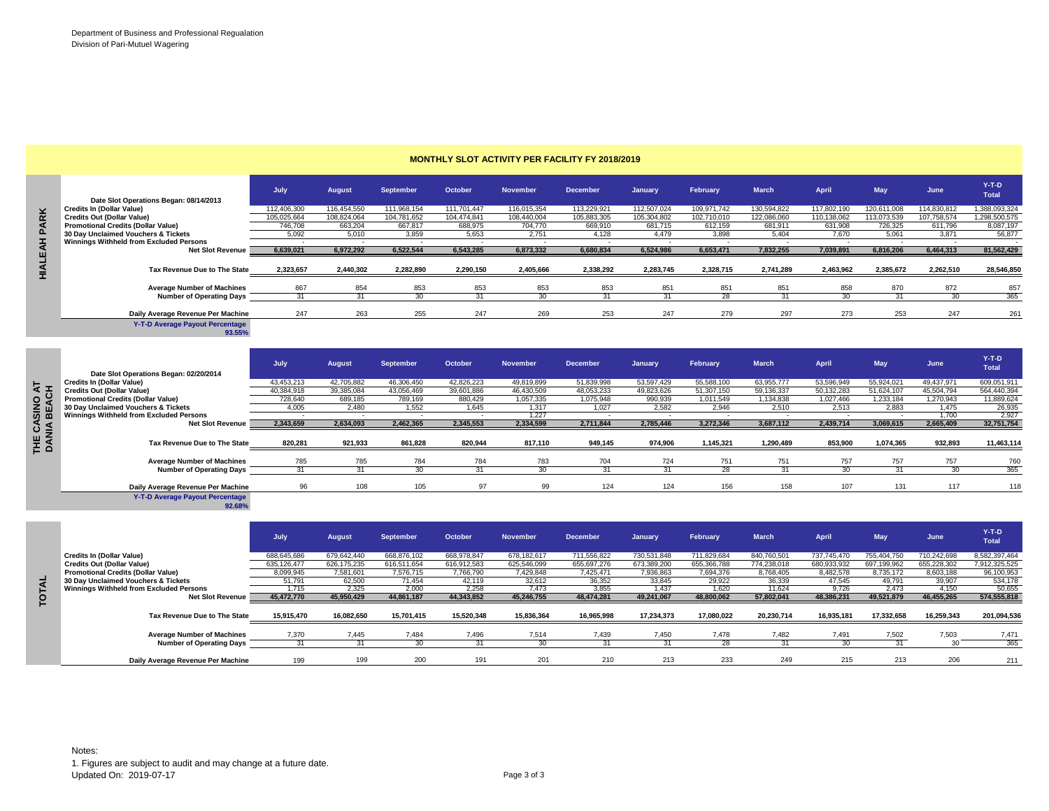Department of Business and Professional Regualation
Division of Pari-Mutuel Wagering

## MONTHLY SLOT ACTIVITY PER FACILITY FY 2018/2019

### HIALEAH PARK

| Date Slot Operations Began: 08/14/2013 | July | August | September | October | November | December | January | February | March | April | May | June | Y-T-D Total |
|---|---|---|---|---|---|---|---|---|---|---|---|---|---|
| Credits In (Dollar Value) | 112,406,300 | 116,454,550 | 111,968,154 | 111,701,447 | 116,015,354 | 113,229,921 | 112,507,024 | 109,971,742 | 130,594,822 | 117,802,190 | 120,611,008 | 114,830,812 | 1,388,093,324 |
| Credits Out (Dollar Value) | 105,025,664 | 108,824,064 | 104,781,652 | 104,474,841 | 108,440,004 | 105,883,305 | 105,304,802 | 102,710,010 | 122,086,060 | 110,138,062 | 113,073,539 | 107,758,574 | 1,298,500,575 |
| Promotional Credits (Dollar Value) | 746,708 | 663,204 | 667,817 | 688,975 | 704,770 | 669,910 | 681,715 | 612,159 | 681,911 | 631,908 | 726,325 | 611,796 | 8,087,197 |
| 30 Day Unclaimed Vouchers & Tickets | 5,092 | 5,010 | 3,859 | 5,653 | 2,751 | 4,128 | 4,479 | 3,898 | 5,404 | 7,670 | 5,061 | 3,871 | 56,877 |
| Winnings Withheld from Excluded Persons | - | - | - | - | - | - | - | - | - | - | - | - | - |
| **Net Slot Revenue** | **6,639,021** | **6,972,292** | **6,522,544** | **6,543,285** | **6,873,332** | **6,680,834** | **6,524,986** | **6,653,471** | **7,832,255** | **7,039,891** | **6,816,206** | **6,464,313** | **81,562,429** |
| **Tax Revenue Due to The State** | **2,323,657** | **2,440,302** | **2,282,890** | **2,290,150** | **2,405,666** | **2,338,292** | **2,283,745** | **2,328,715** | **2,741,289** | **2,463,962** | **2,385,672** | **2,262,510** | **28,546,850** |
| Average Number of Machines | 867 | 854 | 853 | 853 | 853 | 853 | 851 | 851 | 851 | 858 | 870 | 872 | 857 |
| Number of Operating Days | 31 | 31 | 30 | 31 | 30 | 31 | 31 | 28 | 31 | 30 | 31 | 30 | 365 |
| Daily Average Revenue Per Machine | 247 | 263 | 255 | 247 | 269 | 253 | 247 | 279 | 297 | 273 | 253 | 247 | 261 |

**Y-T-D Average Payout Percentage 93.55%**

### THE CASINO AT DANIA BEACH

| Date Slot Operations Began: 02/20/2014 | July | August | September | October | November | December | January | February | March | April | May | June | Y-T-D Total |
|---|---|---|---|---|---|---|---|---|---|---|---|---|---|
| Credits In (Dollar Value) | 43,453,213 | 42,705,882 | 46,306,450 | 42,826,223 | 49,819,899 | 51,839,998 | 53,597,429 | 55,588,100 | 63,955,777 | 53,596,949 | 55,924,021 | 49,437,971 | 609,051,911 |
| Credits Out (Dollar Value) | 40,384,918 | 39,385,084 | 43,056,469 | 39,601,886 | 46,430,509 | 48,053,233 | 49,823,626 | 51,307,150 | 59,136,337 | 50,132,283 | 51,624,107 | 45,504,794 | 564,440,394 |
| Promotional Credits (Dollar Value) | 728,640 | 689,185 | 789,169 | 880,429 | 1,057,335 | 1,075,948 | 990,939 | 1,011,549 | 1,134,838 | 1,027,466 | 1,233,184 | 1,270,943 | 11,889,624 |
| 30 Day Unclaimed Vouchers & Tickets | 4,005 | 2,480 | 1,552 | 1,645 | 1,317 | 1,027 | 2,582 | 2,946 | 2,510 | 2,513 | 2,883 | 1,475 | 26,935 |
| Winnings Withheld from Excluded Persons | - | - | - | - | 1,227 | - | - | - | - | - | - | 1,700 | 2,927 |
| **Net Slot Revenue** | **2,343,659** | **2,634,093** | **2,462,365** | **2,345,553** | **2,334,599** | **2,711,844** | **2,785,446** | **3,272,346** | **3,687,112** | **2,439,714** | **3,069,615** | **2,665,409** | **32,751,754** |
| **Tax Revenue Due to The State** | **820,281** | **921,933** | **861,828** | **820,944** | **817,110** | **949,145** | **974,906** | **1,145,321** | **1,290,489** | **853,900** | **1,074,365** | **932,893** | **11,463,114** |
| Average Number of Machines | 785 | 785 | 784 | 784 | 783 | 704 | 724 | 751 | 751 | 757 | 757 | 757 | 760 |
| Number of Operating Days | 31 | 31 | 30 | 31 | 30 | 31 | 31 | 28 | 31 | 30 | 31 | 30 | 365 |
| Daily Average Revenue Per Machine | 96 | 108 | 105 | 97 | 99 | 124 | 124 | 156 | 158 | 107 | 131 | 117 | 118 |

**Y-T-D Average Payout Percentage 92.68%**

### TOTAL

| | July | August | September | October | November | December | January | February | March | April | May | June | Y-T-D Total |
|---|---|---|---|---|---|---|---|---|---|---|---|---|---|
| Credits In (Dollar Value) | 688,645,686 | 679,642,440 | 668,876,102 | 668,978,847 | 678,182,617 | 711,556,822 | 730,531,848 | 711,829,684 | 840,760,501 | 737,745,470 | 755,404,750 | 710,242,698 | 8,582,397,464 |
| Credits Out (Dollar Value) | 635,126,477 | 626,175,235 | 616,511,654 | 616,912,583 | 625,546,099 | 655,697,276 | 673,389,200 | 655,366,788 | 774,238,018 | 680,933,932 | 697,199,962 | 655,228,302 | 7,912,325,525 |
| Promotional Credits (Dollar Value) | 8,099,945 | 7,581,601 | 7,576,715 | 7,766,790 | 7,429,848 | 7,425,471 | 7,936,863 | 7,694,376 | 8,768,405 | 8,482,578 | 8,735,172 | 8,603,188 | 96,100,953 |
| 30 Day Unclaimed Vouchers & Tickets | 51,791 | 62,500 | 71,454 | 42,119 | 32,612 | 36,352 | 33,845 | 29,922 | 36,339 | 47,545 | 49,791 | 39,907 | 534,178 |
| Winnings Withheld from Excluded Persons | 1,715 | 2,325 | 2,000 | 2,258 | 7,473 | 3,855 | 1,437 | 1,620 | 11,624 | 9,726 | 2,473 | 4,150 | 50,655 |
| **Net Slot Revenue** | **45,472,770** | **45,950,429** | **44,861,187** | **44,343,852** | **45,246,755** | **48,474,281** | **49,241,067** | **48,800,062** | **57,802,041** | **48,386,231** | **49,521,879** | **46,455,265** | **574,555,818** |
| **Tax Revenue Due to The State** | **15,915,470** | **16,082,650** | **15,701,415** | **15,520,348** | **15,836,364** | **16,965,998** | **17,234,373** | **17,080,022** | **20,230,714** | **16,935,181** | **17,332,658** | **16,259,343** | **201,094,536** |
| Average Number of Machines | 7,370 | 7,445 | 7,484 | 7,496 | 7,514 | 7,439 | 7,450 | 7,478 | 7,482 | 7,491 | 7,502 | 7,503 | 7,471 |
| Number of Operating Days | 31 | 31 | 30 | 31 | 30 | 31 | 31 | 28 | 31 | 30 | 31 | 30 | 365 |
| Daily Average Revenue Per Machine | 199 | 199 | 200 | 191 | 201 | 210 | 213 | 233 | 249 | 215 | 213 | 206 | 211 |

Notes:
1. Figures are subject to audit and may change at a future date.
Updated On: 2019-07-17